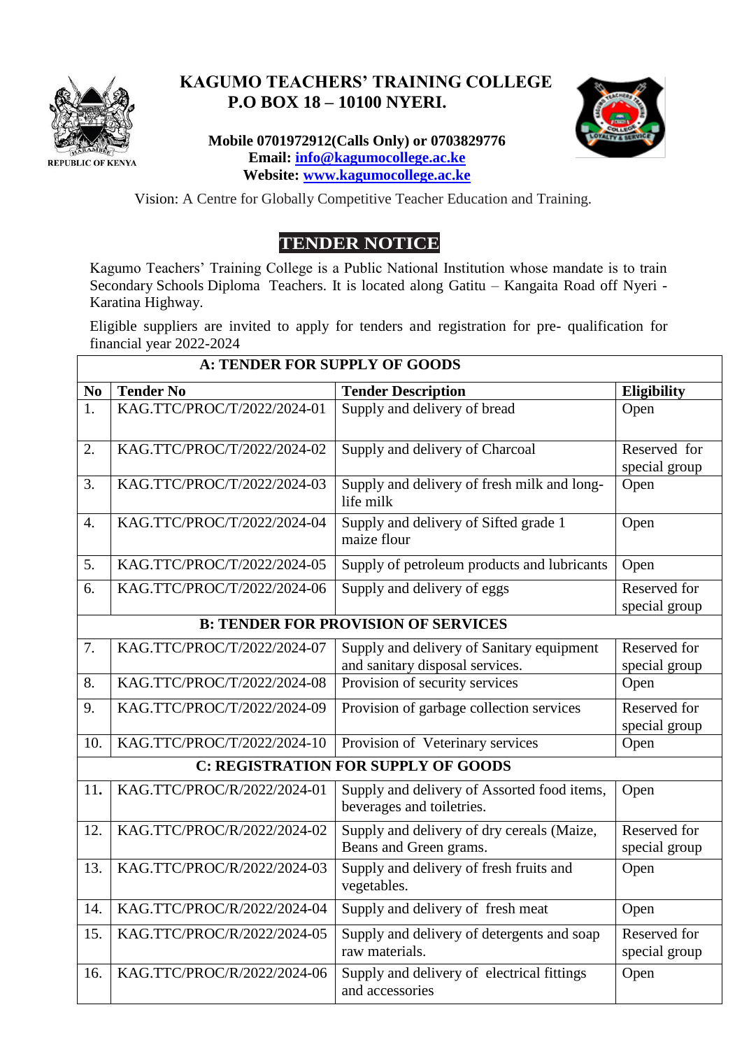REPUBLIC OF KENYA

# KAGUMO TEACHERS' TRAINING COLLEGE
## P.O BOX 18 – 10100 NYERI.

**Mobile 0701972912(Calls Only) or 0703829776**
**Email: info@kagumocollege.ac.ke**
**Website: www.kagumocollege.ac.ke**

Vision: A Centre for Globally Competitive Teacher Education and Training.

## TENDER NOTICE

Kagumo Teachers' Training College is a Public National Institution whose mandate is to train Secondary Schools Diploma Teachers. It is located along Gatitu – Kangaita Road off Nyeri - Karatina Highway.

Eligible suppliers are invited to apply for tenders and registration for pre- qualification for financial year 2022-2024

| **A: TENDER FOR SUPPLY OF GOODS** | | | |
|---|---|---|---|
| **No** | **Tender No** | **Tender Description** | **Eligibility** |
| 1. | KAG.TTC/PROC/T/2022/2024-01 | Supply and delivery of bread | Open |
| 2. | KAG.TTC/PROC/T/2022/2024-02 | Supply and delivery of Charcoal | Reserved for special group |
| 3. | KAG.TTC/PROC/T/2022/2024-03 | Supply and delivery of fresh milk and long-life milk | Open |
| 4. | KAG.TTC/PROC/T/2022/2024-04 | Supply and delivery of Sifted grade 1 maize flour | Open |
| 5. | KAG.TTC/PROC/T/2022/2024-05 | Supply of petroleum products and lubricants | Open |
| 6. | KAG.TTC/PROC/T/2022/2024-06 | Supply and delivery of eggs | Reserved for special group |
| **B: TENDER FOR PROVISION OF SERVICES** | | | |
| 7. | KAG.TTC/PROC/T/2022/2024-07 | Supply and delivery of Sanitary equipment and sanitary disposal services. | Reserved for special group |
| 8. | KAG.TTC/PROC/T/2022/2024-08 | Provision of security services | Open |
| 9. | KAG.TTC/PROC/T/2022/2024-09 | Provision of garbage collection services | Reserved for special group |
| 10. | KAG.TTC/PROC/T/2022/2024-10 | Provision of Veterinary services | Open |
| **C: REGISTRATION FOR SUPPLY OF GOODS** | | | |
| 11. | KAG.TTC/PROC/R/2022/2024-01 | Supply and delivery of Assorted food items, beverages and toiletries. | Open |
| 12. | KAG.TTC/PROC/R/2022/2024-02 | Supply and delivery of dry cereals (Maize, Beans and Green grams. | Reserved for special group |
| 13. | KAG.TTC/PROC/R/2022/2024-03 | Supply and delivery of fresh fruits and vegetables. | Open |
| 14. | KAG.TTC/PROC/R/2022/2024-04 | Supply and delivery of fresh meat | Open |
| 15. | KAG.TTC/PROC/R/2022/2024-05 | Supply and delivery of detergents and soap raw materials. | Reserved for special group |
| 16. | KAG.TTC/PROC/R/2022/2024-06 | Supply and delivery of electrical fittings and accessories | Open |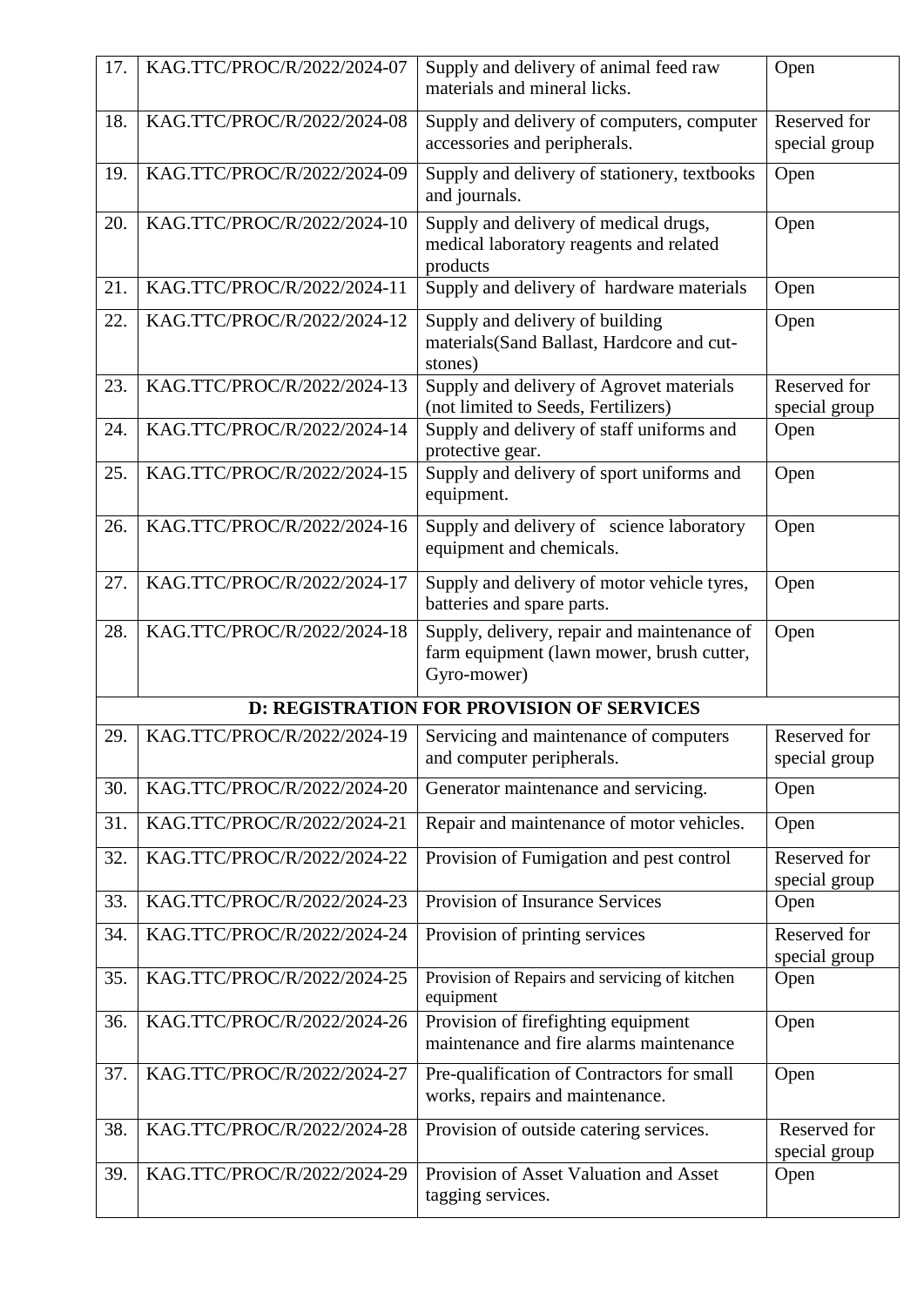| 17. | KAG.TTC/PROC/R/2022/2024-07 | Supply and delivery of animal feed raw materials and mineral licks. | Open |
|---|---|---|---|
| 18. | KAG.TTC/PROC/R/2022/2024-08 | Supply and delivery of computers, computer accessories and peripherals. | Reserved for special group |
| 19. | KAG.TTC/PROC/R/2022/2024-09 | Supply and delivery of stationery, textbooks and journals. | Open |
| 20. | KAG.TTC/PROC/R/2022/2024-10 | Supply and delivery of medical drugs, medical laboratory reagents and related products | Open |
| 21. | KAG.TTC/PROC/R/2022/2024-11 | Supply and delivery of hardware materials | Open |
| 22. | KAG.TTC/PROC/R/2022/2024-12 | Supply and delivery of building materials(Sand Ballast, Hardcore and cut-stones) | Open |
| 23. | KAG.TTC/PROC/R/2022/2024-13 | Supply and delivery of Agrovet materials (not limited to Seeds, Fertilizers) | Reserved for special group |
| 24. | KAG.TTC/PROC/R/2022/2024-14 | Supply and delivery of staff uniforms and protective gear. | Open |
| 25. | KAG.TTC/PROC/R/2022/2024-15 | Supply and delivery of sport uniforms and equipment. | Open |
| 26. | KAG.TTC/PROC/R/2022/2024-16 | Supply and delivery of science laboratory equipment and chemicals. | Open |
| 27. | KAG.TTC/PROC/R/2022/2024-17 | Supply and delivery of motor vehicle tyres, batteries and spare parts. | Open |
| 28. | KAG.TTC/PROC/R/2022/2024-18 | Supply, delivery, repair and maintenance of farm equipment (lawn mower, brush cutter, Gyro-mower) | Open |
| **D: REGISTRATION FOR PROVISION OF SERVICES** | | | |
| 29. | KAG.TTC/PROC/R/2022/2024-19 | Servicing and maintenance of computers and computer peripherals. | Reserved for special group |
| 30. | KAG.TTC/PROC/R/2022/2024-20 | Generator maintenance and servicing. | Open |
| 31. | KAG.TTC/PROC/R/2022/2024-21 | Repair and maintenance of motor vehicles. | Open |
| 32. | KAG.TTC/PROC/R/2022/2024-22 | Provision of Fumigation and pest control | Reserved for special group |
| 33. | KAG.TTC/PROC/R/2022/2024-23 | Provision of Insurance Services | Open |
| 34. | KAG.TTC/PROC/R/2022/2024-24 | Provision of printing services | Reserved for special group |
| 35. | KAG.TTC/PROC/R/2022/2024-25 | Provision of Repairs and servicing of kitchen equipment | Open |
| 36. | KAG.TTC/PROC/R/2022/2024-26 | Provision of firefighting equipment maintenance and fire alarms maintenance | Open |
| 37. | KAG.TTC/PROC/R/2022/2024-27 | Pre-qualification of Contractors for small works, repairs and maintenance. | Open |
| 38. | KAG.TTC/PROC/R/2022/2024-28 | Provision of outside catering services. | Reserved for special group |
| 39. | KAG.TTC/PROC/R/2022/2024-29 | Provision of Asset Valuation and Asset tagging services. | Open |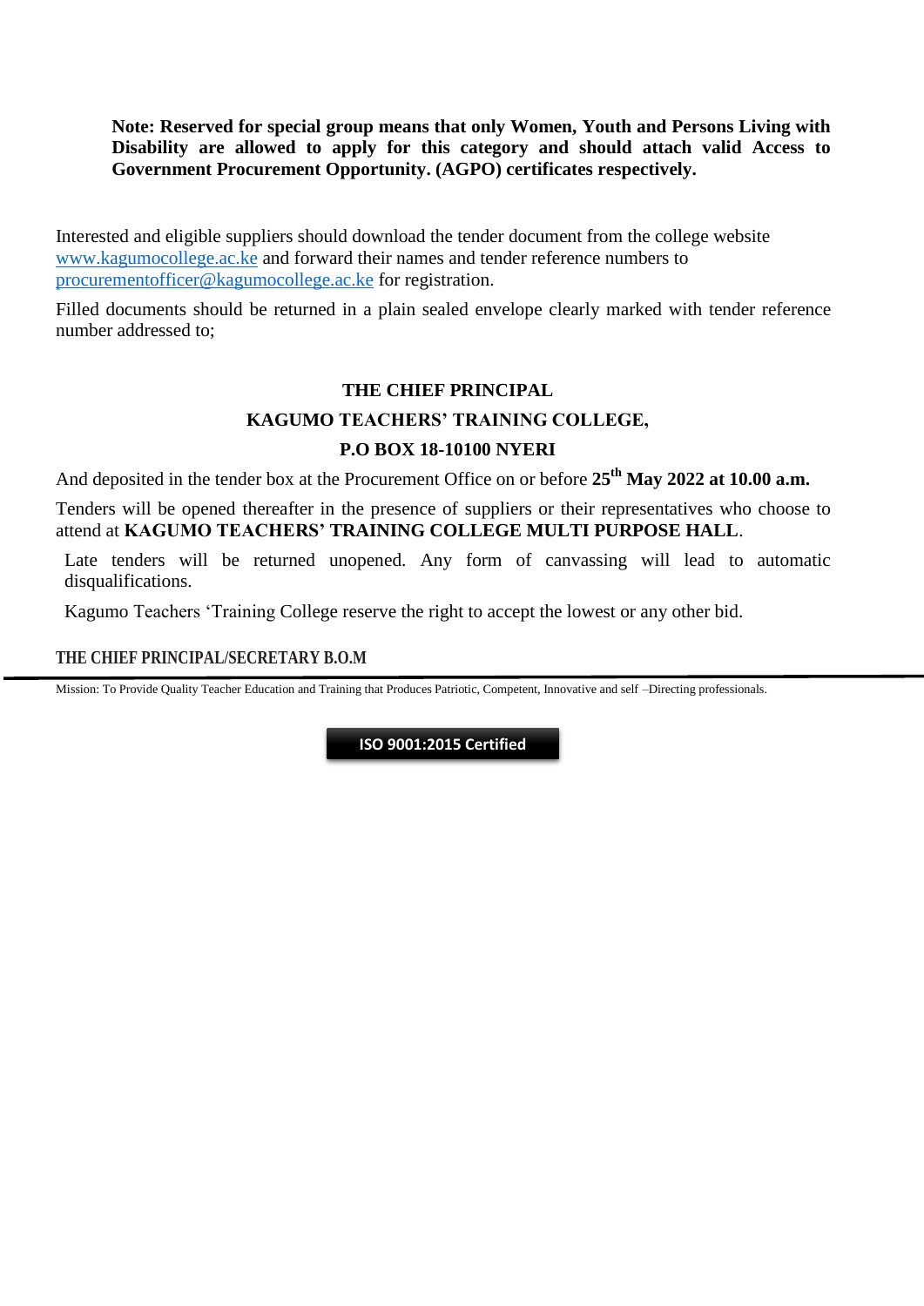**Note: Reserved for special group means that only Women, Youth and Persons Living with Disability are allowed to apply for this category and should attach valid Access to Government Procurement Opportunity. (AGPO) certificates respectively.**

Interested and eligible suppliers should download the tender document from the college website www.kagumocollege.ac.ke and forward their names and tender reference numbers to procurementofficer@kagumocollege.ac.ke for registration.

Filled documents should be returned in a plain sealed envelope clearly marked with tender reference number addressed to;

**THE CHIEF PRINCIPAL**

**KAGUMO TEACHERS' TRAINING COLLEGE,**

**P.O BOX 18-10100 NYERI**

And deposited in the tender box at the Procurement Office on or before **25th May 2022 at 10.00 a.m.**

Tenders will be opened thereafter in the presence of suppliers or their representatives who choose to attend at **KAGUMO TEACHERS' TRAINING COLLEGE MULTI PURPOSE HALL**.

Late tenders will be returned unopened. Any form of canvassing will lead to automatic disqualifications.

Kagumo Teachers 'Training College reserve the right to accept the lowest or any other bid.

**THE CHIEF PRINCIPAL/SECRETARY B.O.M**

Mission: To Provide Quality Teacher Education and Training that Produces Patriotic, Competent, Innovative and self –Directing professionals.

**ISO 9001:2015 Certified**